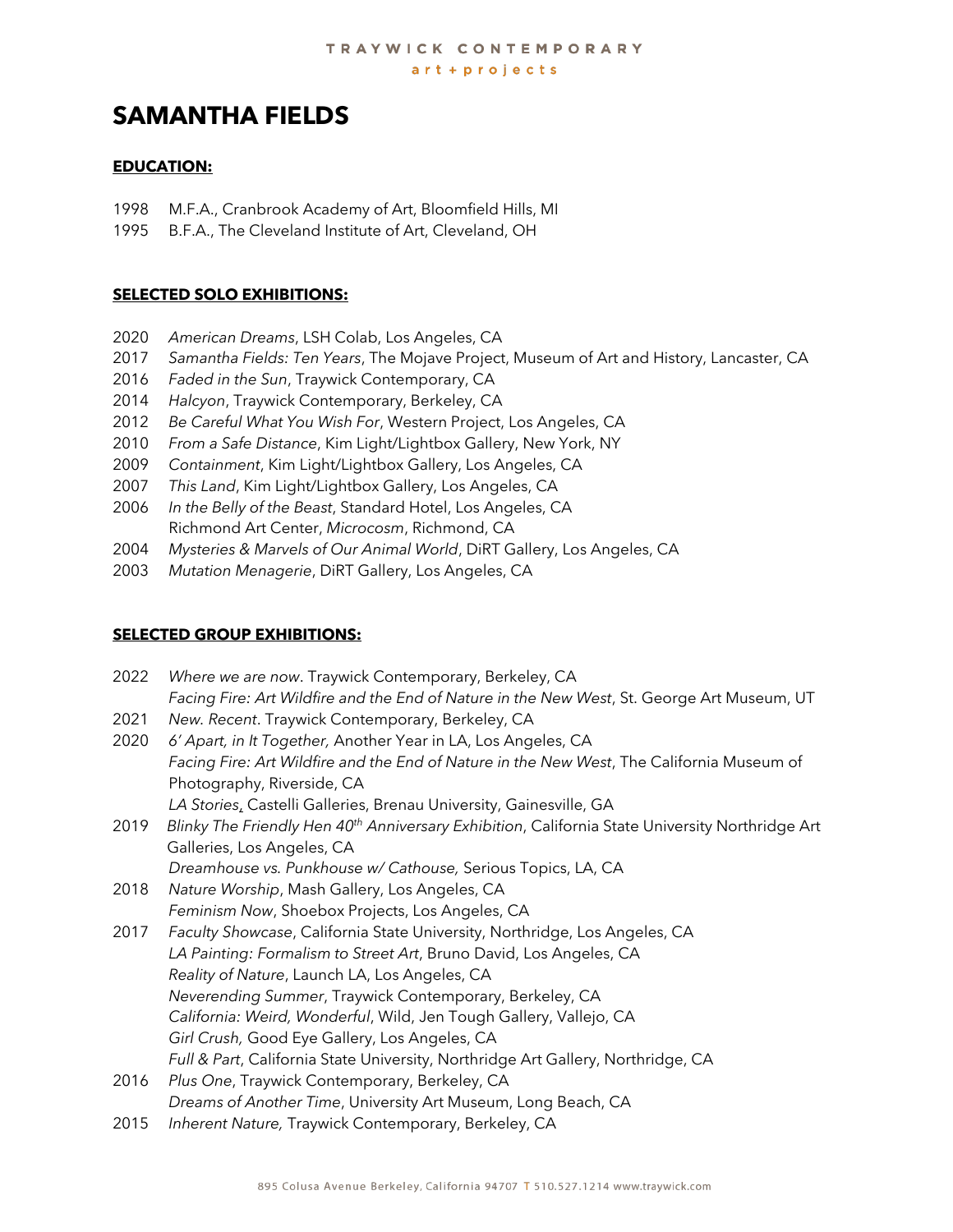# SAMANTHA FIELDS

## EDUCATION:

1998 M.F.A., Cranbrook Academy of Art, Bloomfield Hills, MI
1995 B.F.A., The Cleveland Institute of Art, Cleveland, OH

## SELECTED SOLO EXHIBITIONS:

2020 *American Dreams*, LSH Colab, Los Angeles, CA
2017 *Samantha Fields: Ten Years*, The Mojave Project, Museum of Art and History, Lancaster, CA
2016 *Faded in the Sun*, Traywick Contemporary, CA
2014 *Halcyon*, Traywick Contemporary, Berkeley, CA
2012 *Be Careful What You Wish For*, Western Project, Los Angeles, CA
2010 *From a Safe Distance*, Kim Light/Lightbox Gallery, New York, NY
2009 *Containment*, Kim Light/Lightbox Gallery, Los Angeles, CA
2007 *This Land*, Kim Light/Lightbox Gallery, Los Angeles, CA
2006 *In the Belly of the Beast*, Standard Hotel, Los Angeles, CA
Richmond Art Center, *Microcosm*, Richmond, CA
2004 *Mysteries & Marvels of Our Animal World*, DiRT Gallery, Los Angeles, CA
2003 *Mutation Menagerie*, DiRT Gallery, Los Angeles, CA

## SELECTED GROUP EXHIBITIONS:

2022 *Where we are now*. Traywick Contemporary, Berkeley, CA
*Facing Fire: Art Wildfire and the End of Nature in the New West*, St. George Art Museum, UT
2021 *New. Recent*. Traywick Contemporary, Berkeley, CA
2020 *6' Apart, in It Together,* Another Year in LA, Los Angeles, CA
*Facing Fire: Art Wildfire and the End of Nature in the New West*, The California Museum of Photography, Riverside, CA
*LA Stories*, Castelli Galleries, Brenau University, Gainesville, GA
2019 *Blinky The Friendly Hen 40th Anniversary Exhibition*, California State University Northridge Art Galleries, Los Angeles, CA
*Dreamhouse vs. Punkhouse w/ Cathouse,* Serious Topics, LA, CA
2018 *Nature Worship*, Mash Gallery, Los Angeles, CA
*Feminism Now*, Shoebox Projects, Los Angeles, CA
2017 *Faculty Showcase*, California State University, Northridge, Los Angeles, CA
*LA Painting: Formalism to Street Art*, Bruno David, Los Angeles, CA
*Reality of Nature*, Launch LA, Los Angeles, CA
*Neverending Summer*, Traywick Contemporary, Berkeley, CA
*California: Weird, Wonderful*, Wild, Jen Tough Gallery, Vallejo, CA
*Girl Crush,* Good Eye Gallery, Los Angeles, CA
*Full & Part*, California State University, Northridge Art Gallery, Northridge, CA
2016 *Plus One*, Traywick Contemporary, Berkeley, CA
*Dreams of Another Time*, University Art Museum, Long Beach, CA
2015 *Inherent Nature,* Traywick Contemporary, Berkeley, CA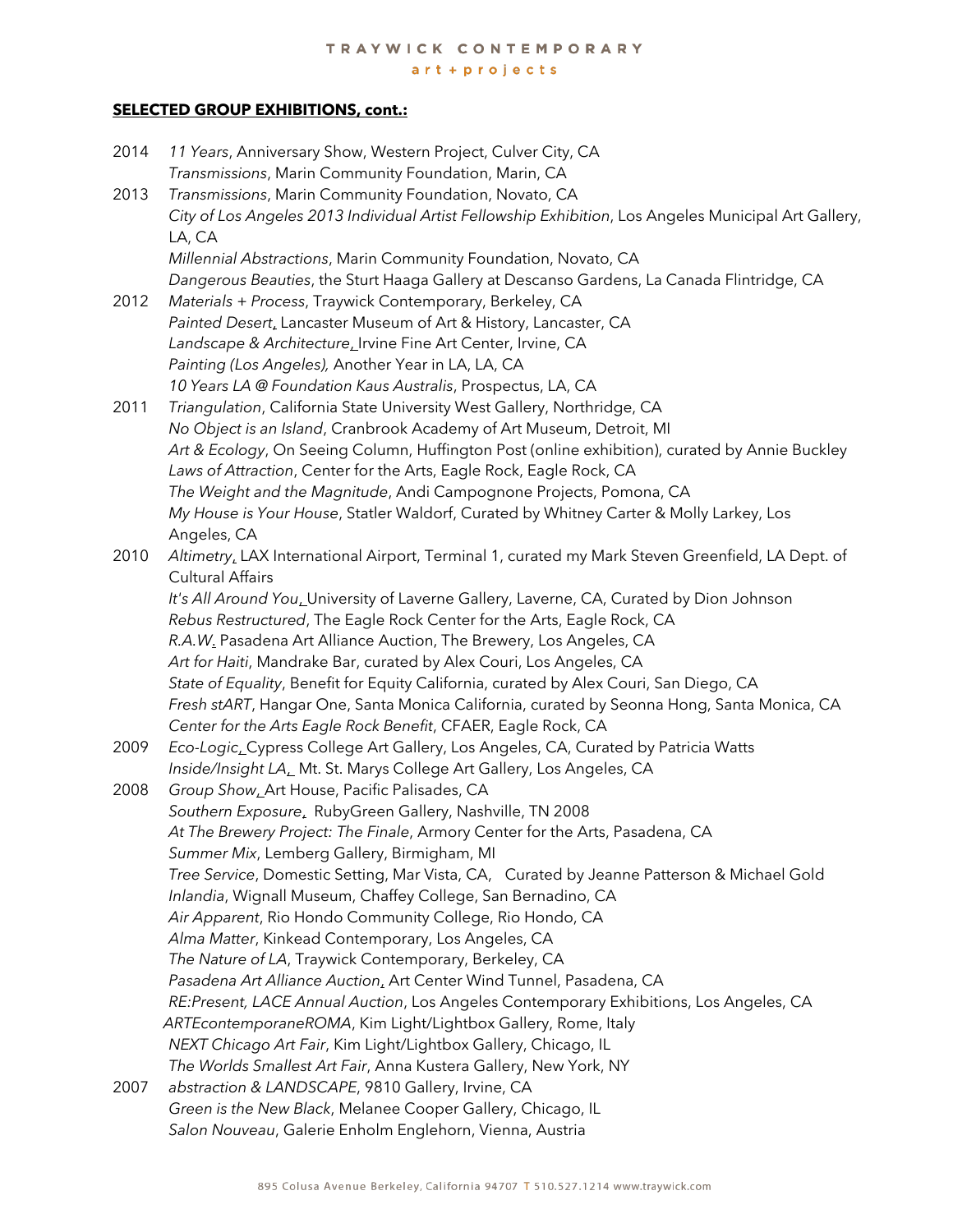**SELECTED GROUP EXHIBITIONS, cont.:**

2014 *11 Years*, Anniversary Show, Western Project, Culver City, CA
*Transmissions*, Marin Community Foundation, Marin, CA

2013 *Transmissions*, Marin Community Foundation, Novato, CA
*City of Los Angeles 2013 Individual Artist Fellowship Exhibition*, Los Angeles Municipal Art Gallery, LA, CA
*Millennial Abstractions*, Marin Community Foundation, Novato, CA
*Dangerous Beauties*, the Sturt Haaga Gallery at Descanso Gardens, La Canada Flintridge, CA

2012 *Materials + Process*, Traywick Contemporary, Berkeley, CA
*Painted Desert*, Lancaster Museum of Art & History, Lancaster, CA
*Landscape & Architecture*, Irvine Fine Art Center, Irvine, CA
*Painting (Los Angeles),* Another Year in LA, LA, CA
*10 Years LA @ Foundation Kaus Australis*, Prospectus, LA, CA

2011 *Triangulation*, California State University West Gallery, Northridge, CA
*No Object is an Island*, Cranbrook Academy of Art Museum, Detroit, MI
*Art & Ecology*, On Seeing Column, Huffington Post (online exhibition), curated by Annie Buckley
*Laws of Attraction*, Center for the Arts, Eagle Rock, Eagle Rock, CA
*The Weight and the Magnitude*, Andi Campognone Projects, Pomona, CA
*My House is Your House*, Statler Waldorf, Curated by Whitney Carter & Molly Larkey, Los Angeles, CA

2010 *Altimetry*, LAX International Airport, Terminal 1, curated my Mark Steven Greenfield, LA Dept. of Cultural Affairs
*It's All Around You*, University of Laverne Gallery, Laverne, CA, Curated by Dion Johnson
*Rebus Restructured*, The Eagle Rock Center for the Arts, Eagle Rock, CA
*R.A.W.* Pasadena Art Alliance Auction, The Brewery, Los Angeles, CA
*Art for Haiti*, Mandrake Bar, curated by Alex Couri, Los Angeles, CA
*State of Equality*, Benefit for Equity California, curated by Alex Couri, San Diego, CA
*Fresh stART*, Hangar One, Santa Monica California, curated by Seonna Hong, Santa Monica, CA
*Center for the Arts Eagle Rock Benefit*, CFAER, Eagle Rock, CA

2009 *Eco-Logic*, Cypress College Art Gallery, Los Angeles, CA, Curated by Patricia Watts
*Inside/Insight LA*, Mt. St. Marys College Art Gallery, Los Angeles, CA

2008 *Group Show*, Art House, Pacific Palisades, CA
*Southern Exposure*, RubyGreen Gallery, Nashville, TN 2008
*At The Brewery Project: The Finale*, Armory Center for the Arts, Pasadena, CA
*Summer Mix*, Lemberg Gallery, Birmigham, MI
*Tree Service*, Domestic Setting, Mar Vista, CA, Curated by Jeanne Patterson & Michael Gold
*Inlandia*, Wignall Museum, Chaffey College, San Bernadino, CA
*Air Apparent*, Rio Hondo Community College, Rio Hondo, CA
*Alma Matter*, Kinkead Contemporary, Los Angeles, CA
*The Nature of LA*, Traywick Contemporary, Berkeley, CA
*Pasadena Art Alliance Auction*, Art Center Wind Tunnel, Pasadena, CA
*RE:Present, LACE Annual Auction*, Los Angeles Contemporary Exhibitions, Los Angeles, CA
*ARTEcontemporaneROMA*, Kim Light/Lightbox Gallery, Rome, Italy
*NEXT Chicago Art Fair*, Kim Light/Lightbox Gallery, Chicago, IL
*The Worlds Smallest Art Fair*, Anna Kustera Gallery, New York, NY

2007 *abstraction & LANDSCAPE*, 9810 Gallery, Irvine, CA
*Green is the New Black*, Melanee Cooper Gallery, Chicago, IL
*Salon Nouveau*, Galerie Enholm Englehorn, Vienna, Austria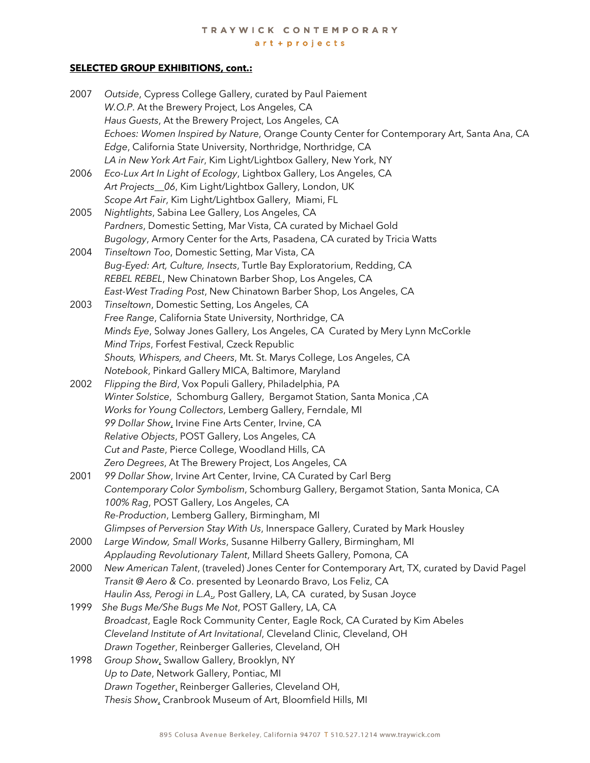**SELECTED GROUP EXHIBITIONS, cont.:**

2007 *Outside*, Cypress College Gallery, curated by Paul Paiement
*W.O.P*. At the Brewery Project, Los Angeles, CA
*Haus Guests*, At the Brewery Project, Los Angeles, CA
*Echoes: Women Inspired by Nature*, Orange County Center for Contemporary Art, Santa Ana, CA
*Edge*, California State University, Northridge, Northridge, CA
*LA in New York Art Fair*, Kim Light/Lightbox Gallery, New York, NY

2006 *Eco-Lux Art In Light of Ecology*, Lightbox Gallery, Los Angeles, CA
*Art Projects__06*, Kim Light/Lightbox Gallery, London, UK
*Scope Art Fair*, Kim Light/Lightbox Gallery, Miami, FL

2005 *Nightlights*, Sabina Lee Gallery, Los Angeles, CA
*Pardners*, Domestic Setting, Mar Vista, CA curated by Michael Gold
*Bugology*, Armory Center for the Arts, Pasadena, CA curated by Tricia Watts

2004 *Tinseltown Too*, Domestic Setting, Mar Vista, CA
*Bug-Eyed: Art, Culture, Insects*, Turtle Bay Exploratorium, Redding, CA
*REBEL REBEL*, New Chinatown Barber Shop, Los Angeles, CA
*East-West Trading Post*, New Chinatown Barber Shop, Los Angeles, CA

2003 *Tinseltown*, Domestic Setting, Los Angeles, CA
*Free Range*, California State University, Northridge, CA
*Minds Eye*, Solway Jones Gallery, Los Angeles, CA Curated by Mery Lynn McCorkle
*Mind Trips*, Forfest Festival, Czeck Republic
*Shouts, Whispers, and Cheers*, Mt. St. Marys College, Los Angeles, CA
*Notebook*, Pinkard Gallery MICA, Baltimore, Maryland

2002 *Flipping the Bird*, Vox Populi Gallery, Philadelphia, PA
*Winter Solstice*, Schomburg Gallery, Bergamot Station, Santa Monica ,CA
*Works for Young Collectors*, Lemberg Gallery, Ferndale, MI
*99 Dollar Show*, Irvine Fine Arts Center, Irvine, CA
*Relative Objects*, POST Gallery, Los Angeles, CA
*Cut and Paste*, Pierce College, Woodland Hills, CA
*Zero Degrees*, At The Brewery Project, Los Angeles, CA

2001 *99 Dollar Show*, Irvine Art Center, Irvine, CA Curated by Carl Berg
*Contemporary Color Symbolism*, Schomburg Gallery, Bergamot Station, Santa Monica, CA
*100% Rag*, POST Gallery, Los Angeles, CA
*Re-Production*, Lemberg Gallery, Birmingham, MI
*Glimpses of Perversion Stay With Us*, Innerspace Gallery, Curated by Mark Housley

2000 *Large Window, Small Works*, Susanne Hilberry Gallery, Birmingham, MI
*Applauding Revolutionary Talent*, Millard Sheets Gallery, Pomona, CA

2000 *New American Talent*, (traveled) Jones Center for Contemporary Art, TX, curated by David Pagel
*Transit @ Aero & Co*. presented by Leonardo Bravo, Los Feliz, CA
*Haulin Ass, Perogi in L.A.*, Post Gallery, LA, CA curated, by Susan Joyce

1999 *She Bugs Me/She Bugs Me Not*, POST Gallery, LA, CA
*Broadcast*, Eagle Rock Community Center, Eagle Rock, CA Curated by Kim Abeles
*Cleveland Institute of Art Invitational*, Cleveland Clinic, Cleveland, OH
*Drawn Together*, Reinberger Galleries, Cleveland, OH

1998 *Group Show*, Swallow Gallery, Brooklyn, NY
*Up to Date*, Network Gallery, Pontiac, MI
*Drawn Together*, Reinberger Galleries, Cleveland OH,
*Thesis Show*, Cranbrook Museum of Art, Bloomfield Hills, MI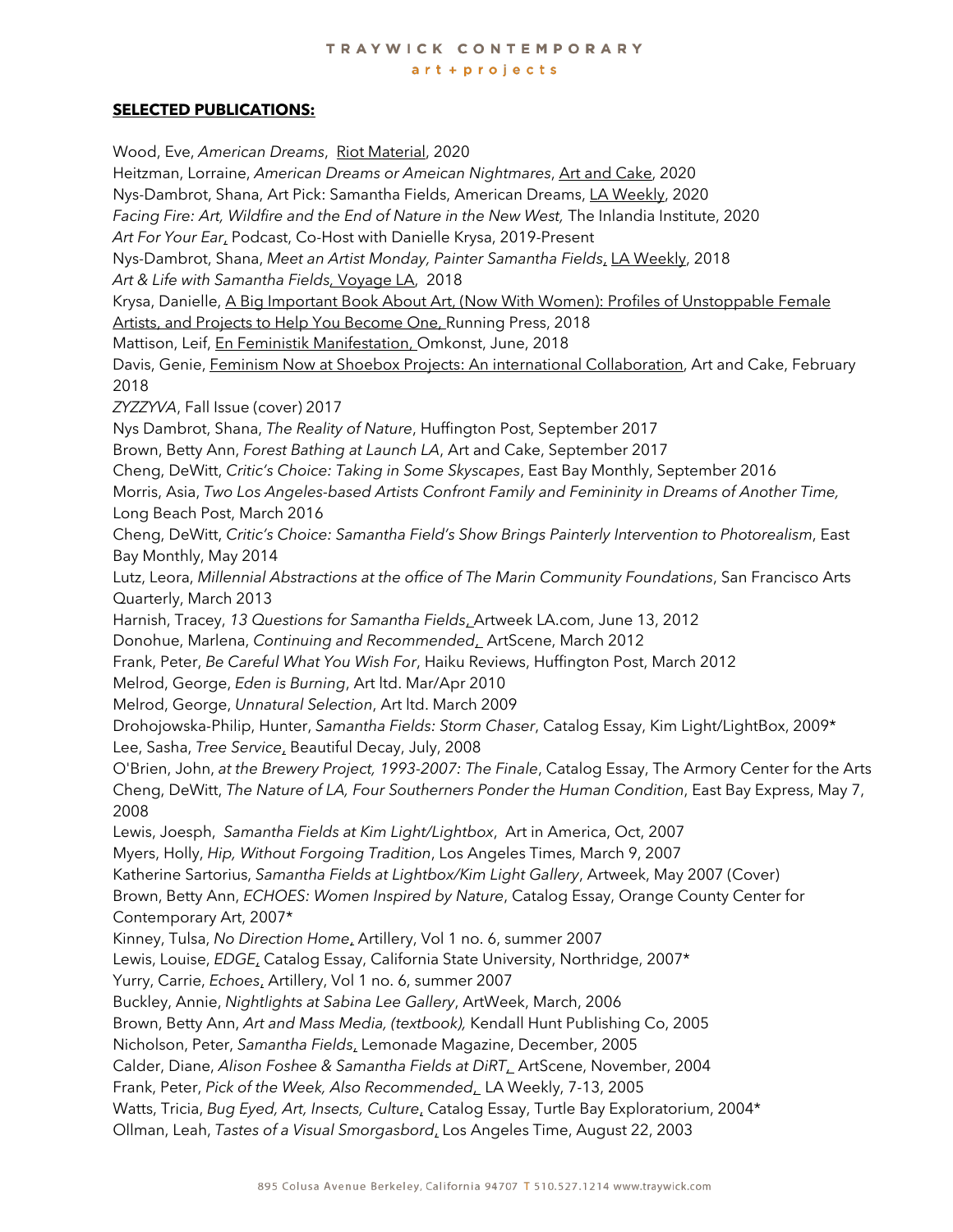**SELECTED PUBLICATIONS:**

Wood, Eve, *American Dreams*, Riot Material, 2020
Heitzman, Lorraine, *American Dreams or Ameican Nightmares*, Art and Cake, 2020
Nys-Dambrot, Shana, Art Pick: Samantha Fields, American Dreams, LA Weekly, 2020
*Facing Fire: Art, Wildfire and the End of Nature in the New West,* The Inlandia Institute, 2020
*Art For Your Ear*, Podcast, Co-Host with Danielle Krysa, 2019-Present
Nys-Dambrot, Shana, *Meet an Artist Monday, Painter Samantha Fields*, LA Weekly, 2018
*Art & Life with Samantha Fields*, Voyage LA, 2018
Krysa, Danielle, A Big Important Book About Art, (Now With Women): Profiles of Unstoppable Female Artists, and Projects to Help You Become One, Running Press, 2018
Mattison, Leif, En Feministik Manifestation, Omkonst, June, 2018
Davis, Genie, Feminism Now at Shoebox Projects: An international Collaboration, Art and Cake, February 2018
*ZYZZYVA*, Fall Issue (cover) 2017
Nys Dambrot, Shana, *The Reality of Nature*, Huffington Post, September 2017
Brown, Betty Ann, *Forest Bathing at Launch LA*, Art and Cake, September 2017
Cheng, DeWitt, *Critic's Choice: Taking in Some Skyscapes*, East Bay Monthly, September 2016
Morris, Asia, *Two Los Angeles-based Artists Confront Family and Femininity in Dreams of Another Time,* Long Beach Post, March 2016
Cheng, DeWitt, *Critic's Choice: Samantha Field's Show Brings Painterly Intervention to Photorealism*, East Bay Monthly, May 2014
Lutz, Leora, *Millennial Abstractions at the office of The Marin Community Foundations*, San Francisco Arts Quarterly, March 2013
Harnish, Tracey, *13 Questions for Samantha Fields*, Artweek LA.com, June 13, 2012
Donohue, Marlena, *Continuing and Recommended*, ArtScene, March 2012
Frank, Peter, *Be Careful What You Wish For*, Haiku Reviews, Huffington Post, March 2012
Melrod, George, *Eden is Burning*, Art ltd. Mar/Apr 2010
Melrod, George, *Unnatural Selection*, Art ltd. March 2009
Drohojowska-Philip, Hunter, *Samantha Fields: Storm Chaser*, Catalog Essay, Kim Light/LightBox, 2009*
Lee, Sasha, *Tree Service*, Beautiful Decay, July, 2008
O'Brien, John, *at the Brewery Project, 1993-2007: The Finale*, Catalog Essay, The Armory Center for the Arts
Cheng, DeWitt, *The Nature of LA, Four Southerners Ponder the Human Condition*, East Bay Express, May 7, 2008
Lewis, Joesph, *Samantha Fields at Kim Light/Lightbox*, Art in America, Oct, 2007
Myers, Holly, *Hip, Without Forgoing Tradition*, Los Angeles Times, March 9, 2007
Katherine Sartorius, *Samantha Fields at Lightbox/Kim Light Gallery*, Artweek, May 2007 (Cover)
Brown, Betty Ann, *ECHOES: Women Inspired by Nature*, Catalog Essay, Orange County Center for Contemporary Art, 2007*
Kinney, Tulsa, *No Direction Home*, Artillery, Vol 1 no. 6, summer 2007
Lewis, Louise, *EDGE*, Catalog Essay, California State University, Northridge, 2007*
Yurry, Carrie, *Echoes*, Artillery, Vol 1 no. 6, summer 2007
Buckley, Annie, *Nightlights at Sabina Lee Gallery*, ArtWeek, March, 2006
Brown, Betty Ann, *Art and Mass Media, (textbook),* Kendall Hunt Publishing Co, 2005
Nicholson, Peter, *Samantha Fields*, Lemonade Magazine, December, 2005
Calder, Diane, *Alison Foshee & Samantha Fields at DiRT*, ArtScene, November, 2004
Frank, Peter, *Pick of the Week, Also Recommended*, LA Weekly, 7-13, 2005
Watts, Tricia, *Bug Eyed, Art, Insects, Culture*, Catalog Essay, Turtle Bay Exploratorium, 2004*
Ollman, Leah, *Tastes of a Visual Smorgasbord*, Los Angeles Time, August 22, 2003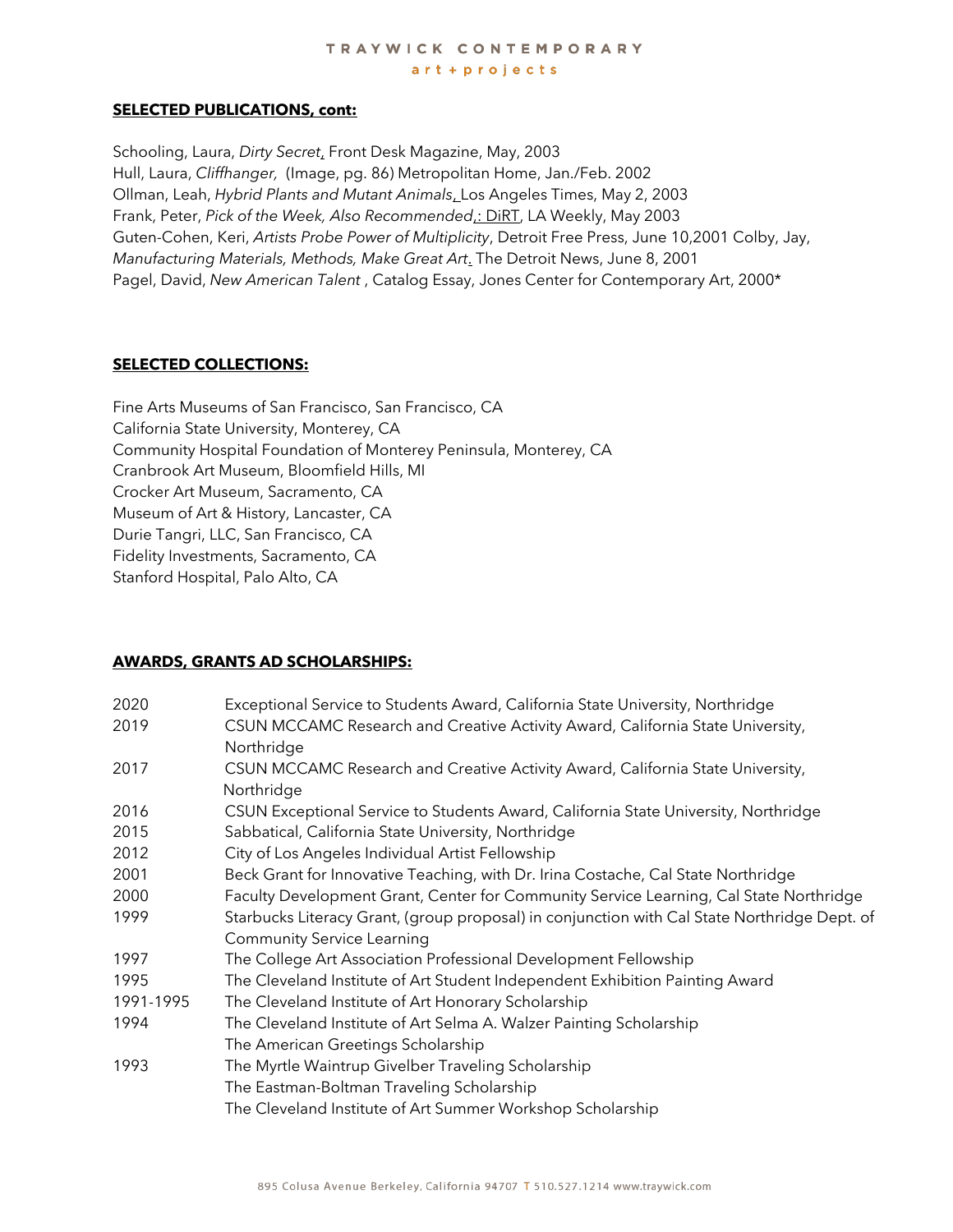**SELECTED PUBLICATIONS, cont:**

Schooling, Laura, *Dirty Secret*, Front Desk Magazine, May, 2003
Hull, Laura, *Cliffhanger,* (Image, pg. 86) Metropolitan Home, Jan./Feb. 2002
Ollman, Leah, *Hybrid Plants and Mutant Animals*, Los Angeles Times, May 2, 2003
Frank, Peter, *Pick of the Week, Also Recommended*,: DiRT, LA Weekly, May 2003
Guten-Cohen, Keri, *Artists Probe Power of Multiplicity*, Detroit Free Press, June 10,2001 Colby, Jay, *Manufacturing Materials, Methods, Make Great Art*. The Detroit News, June 8, 2001
Pagel, David, *New American Talent* , Catalog Essay, Jones Center for Contemporary Art, 2000*

**SELECTED COLLECTIONS:**

Fine Arts Museums of San Francisco, San Francisco, CA
California State University, Monterey, CA
Community Hospital Foundation of Monterey Peninsula, Monterey, CA
Cranbrook Art Museum, Bloomfield Hills, MI
Crocker Art Museum, Sacramento, CA
Museum of Art & History, Lancaster, CA
Durie Tangri, LLC, San Francisco, CA
Fidelity Investments, Sacramento, CA
Stanford Hospital, Palo Alto, CA

**AWARDS, GRANTS AD SCHOLARSHIPS:**

| | |
|---|---|
| 2020 | Exceptional Service to Students Award, California State University, Northridge |
| 2019 | CSUN MCCAMC Research and Creative Activity Award, California State University, Northridge |
| 2017 | CSUN MCCAMC Research and Creative Activity Award, California State University, Northridge |
| 2016 | CSUN Exceptional Service to Students Award, California State University, Northridge |
| 2015 | Sabbatical, California State University, Northridge |
| 2012 | City of Los Angeles Individual Artist Fellowship |
| 2001 | Beck Grant for Innovative Teaching, with Dr. Irina Costache, Cal State Northridge |
| 2000 | Faculty Development Grant, Center for Community Service Learning, Cal State Northridge |
| 1999 | Starbucks Literacy Grant, (group proposal) in conjunction with Cal State Northridge Dept. of Community Service Learning |
| 1997 | The College Art Association Professional Development Fellowship |
| 1995 | The Cleveland Institute of Art Student Independent Exhibition Painting Award |
| 1991-1995 | The Cleveland Institute of Art Honorary Scholarship |
| 1994 | The Cleveland Institute of Art Selma A. Walzer Painting Scholarship |
| | The American Greetings Scholarship |
| 1993 | The Myrtle Waintrup Givelber Traveling Scholarship |
| | The Eastman-Boltman Traveling Scholarship |
| | The Cleveland Institute of Art Summer Workshop Scholarship |